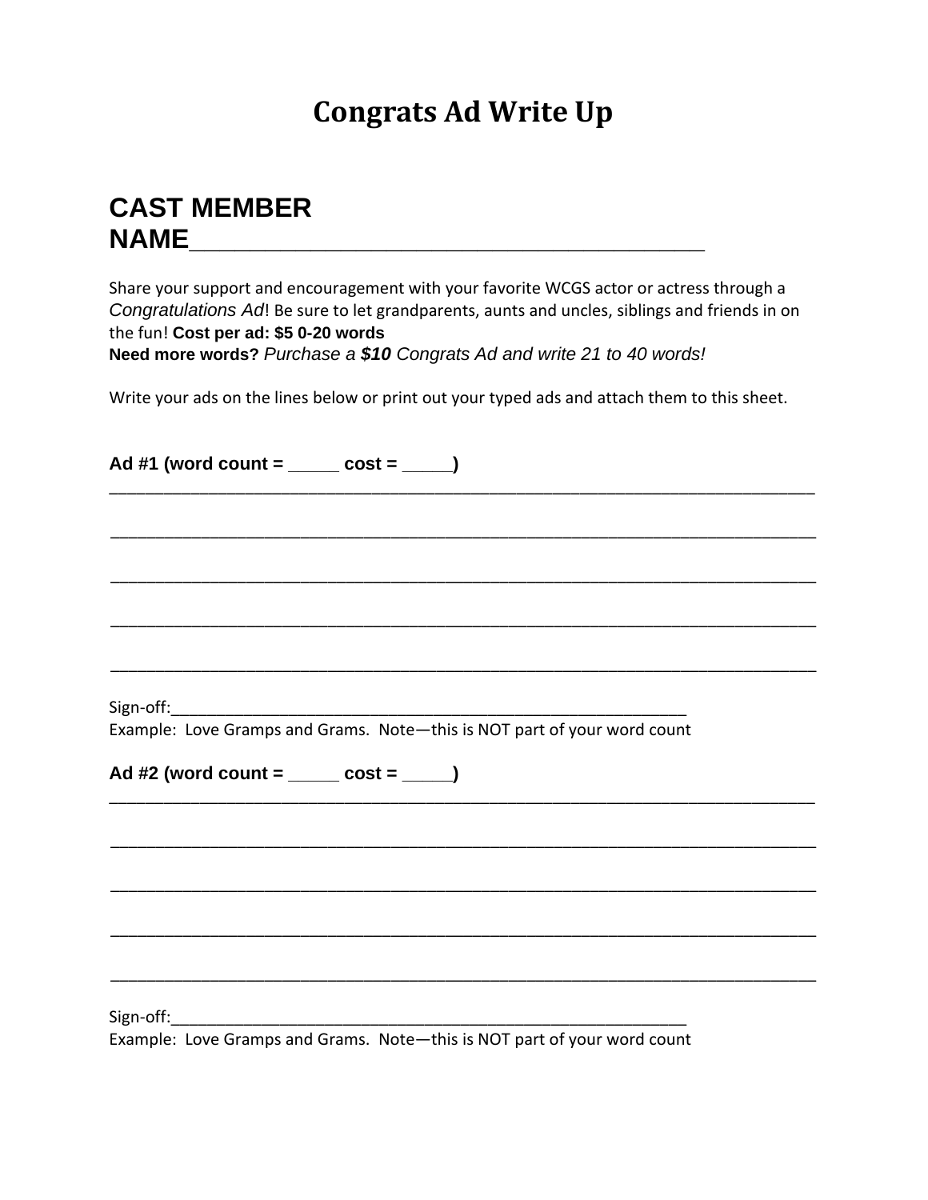# Congrats Ad Write Up

## CAST MEMBER NAME_______________________________________

Share your support and encouragement with your favorite WCGS actor or actress through a *Congratulations Ad*! Be sure to let grandparents, aunts and uncles, siblings and friends in on the fun! **Cost per ad: $5 0-20 words**
**Need more words?** *Purchase a **$10** Congrats Ad and write 21 to 40 words!*

Write your ads on the lines below or print out your typed ads and attach them to this sheet.

**Ad #1 (word count = _____ cost = _____)**

______________________________________________________________________________

______________________________________________________________________________

______________________________________________________________________________

______________________________________________________________________________

______________________________________________________________________________

Sign-off:_____________________________________________________________
Example: Love Gramps and Grams. Note—this is NOT part of your word count

**Ad #2 (word count = _____ cost = _____)**

______________________________________________________________________________

______________________________________________________________________________

______________________________________________________________________________

______________________________________________________________________________

______________________________________________________________________________

Sign-off:_____________________________________________________________
Example: Love Gramps and Grams. Note—this is NOT part of your word count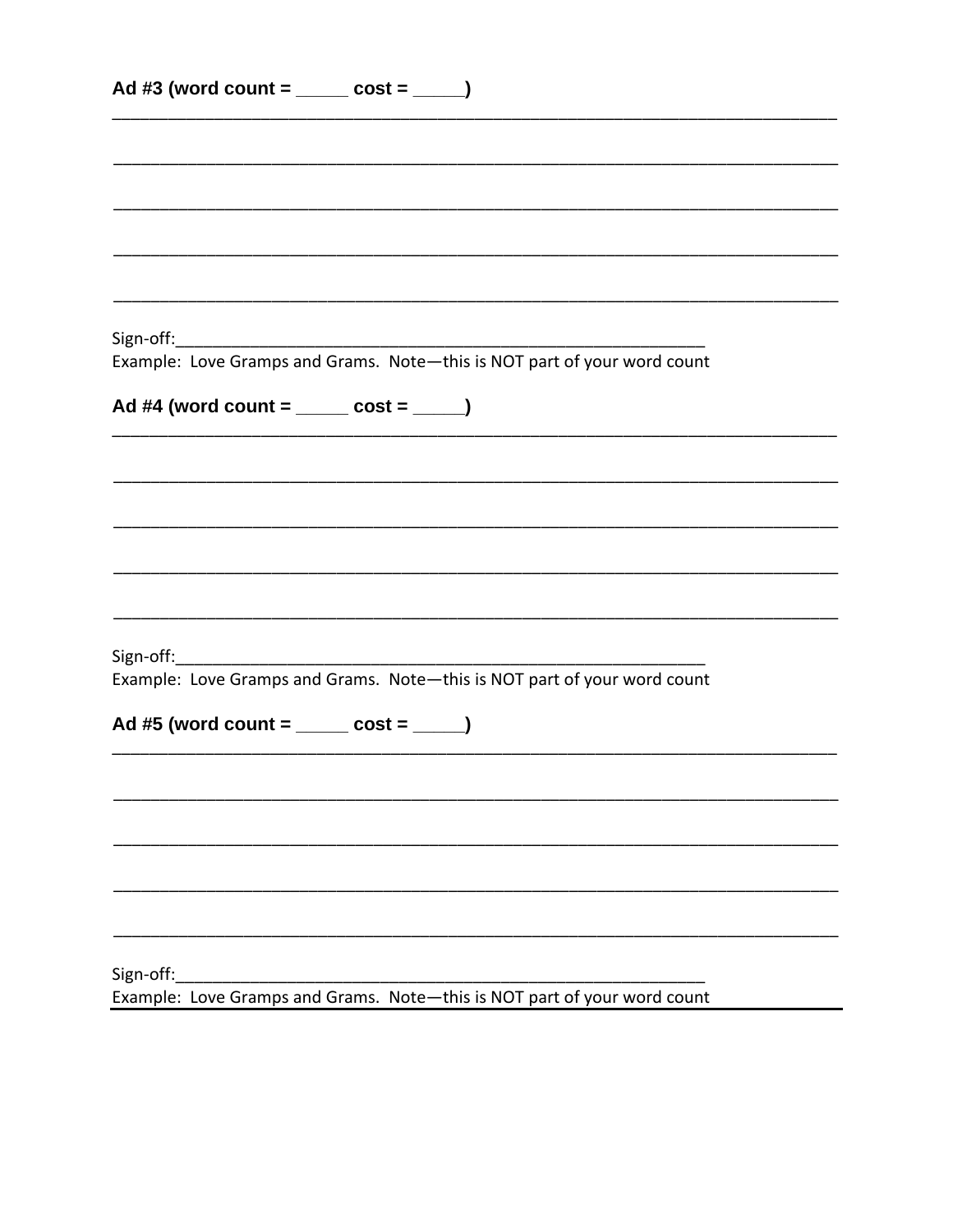**Ad #3 (word count = _____ cost = _____)**

___________________________________________________________________________

___________________________________________________________________________

___________________________________________________________________________

___________________________________________________________________________

___________________________________________________________________________

Sign-off:___________________________________________________________

Example: Love Gramps and Grams. Note—this is NOT part of your word count

**Ad #4 (word count = _____ cost = _____)**

___________________________________________________________________________

___________________________________________________________________________

___________________________________________________________________________

___________________________________________________________________________

___________________________________________________________________________

Sign-off:___________________________________________________________

Example: Love Gramps and Grams. Note—this is NOT part of your word count

**Ad #5 (word count = _____ cost = _____)**

___________________________________________________________________________

___________________________________________________________________________

___________________________________________________________________________

___________________________________________________________________________

___________________________________________________________________________

Sign-off:___________________________________________________________

Example: Love Gramps and Grams. Note—this is NOT part of your word count